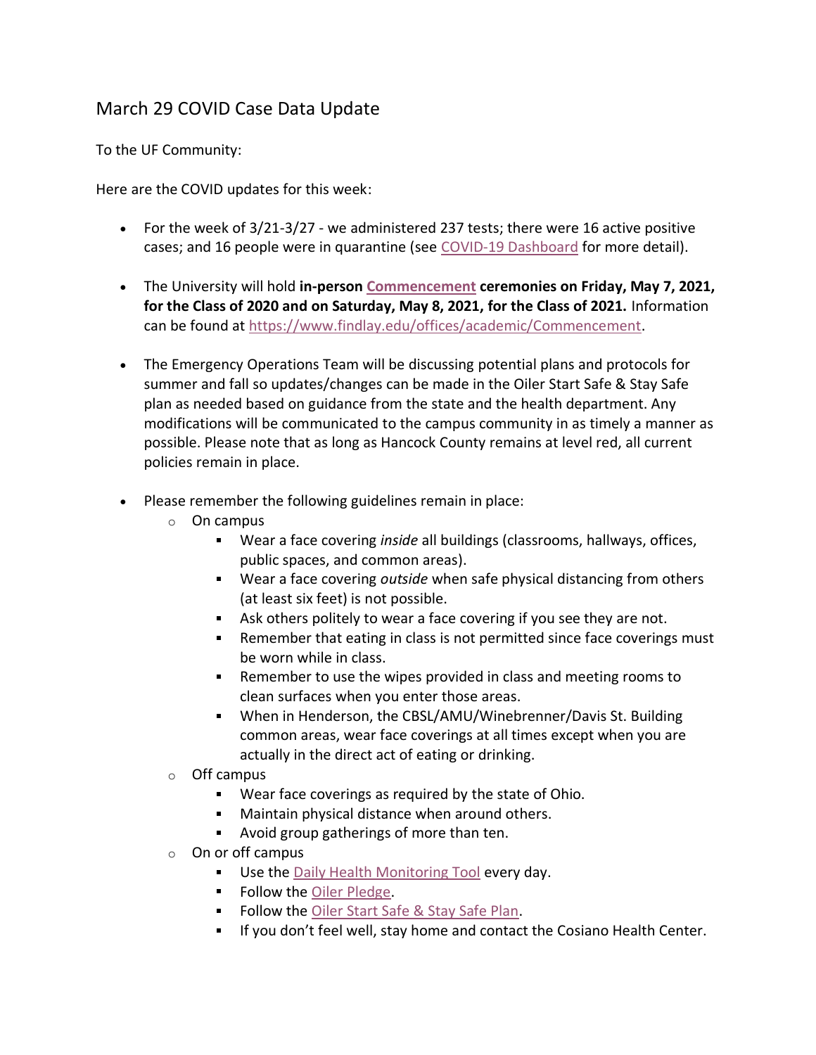# March 29 COVID Case Data Update

To the UF Community:

Here are the COVID updates for this week:

- For the week of 3/21-3/27 - we administered 237 tests; there were 16 active positive cases; and 16 people were in quarantine (see COVID-19 Dashboard for more detail).

- The University will hold **in-person Commencement ceremonies on Friday, May 7, 2021, for the Class of 2020 and on Saturday, May 8, 2021, for the Class of 2021.** Information can be found at https://www.findlay.edu/offices/academic/Commencement.

- The Emergency Operations Team will be discussing potential plans and protocols for summer and fall so updates/changes can be made in the Oiler Start Safe & Stay Safe plan as needed based on guidance from the state and the health department. Any modifications will be communicated to the campus community in as timely a manner as possible. Please note that as long as Hancock County remains at level red, all current policies remain in place.

- Please remember the following guidelines remain in place:
  - On campus
    - Wear a face covering *inside* all buildings (classrooms, hallways, offices, public spaces, and common areas).
    - Wear a face covering *outside* when safe physical distancing from others (at least six feet) is not possible.
    - Ask others politely to wear a face covering if you see they are not.
    - Remember that eating in class is not permitted since face coverings must be worn while in class.
    - Remember to use the wipes provided in class and meeting rooms to clean surfaces when you enter those areas.
    - When in Henderson, the CBSL/AMU/Winebrenner/Davis St. Building common areas, wear face coverings at all times except when you are actually in the direct act of eating or drinking.
  - Off campus
    - Wear face coverings as required by the state of Ohio.
    - Maintain physical distance when around others.
    - Avoid group gatherings of more than ten.
  - On or off campus
    - Use the Daily Health Monitoring Tool every day.
    - Follow the Oiler Pledge.
    - Follow the Oiler Start Safe & Stay Safe Plan.
    - If you don't feel well, stay home and contact the Cosiano Health Center.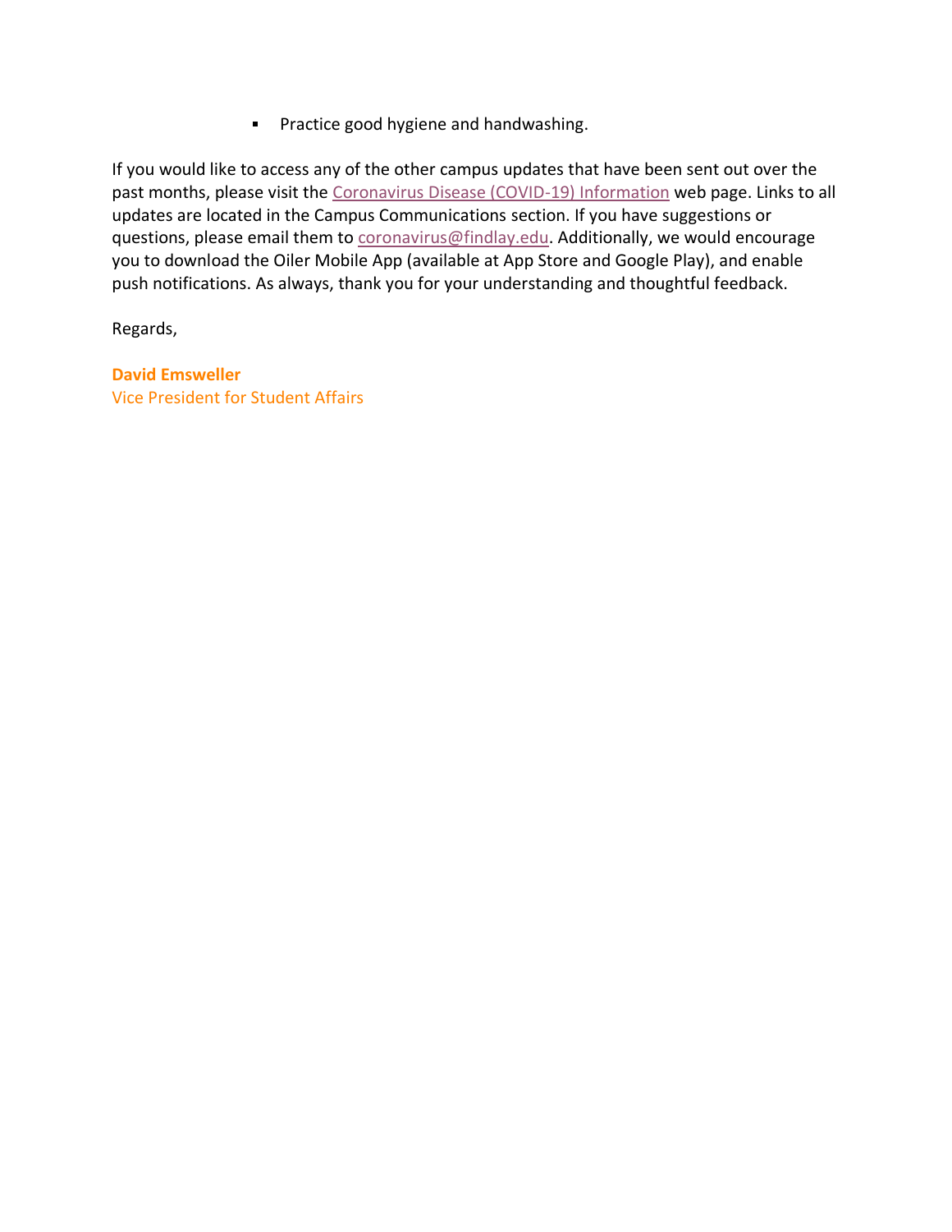- Practice good hygiene and handwashing.

If you would like to access any of the other campus updates that have been sent out over the past months, please visit the Coronavirus Disease (COVID-19) Information web page. Links to all updates are located in the Campus Communications section. If you have suggestions or questions, please email them to coronavirus@findlay.edu. Additionally, we would encourage you to download the Oiler Mobile App (available at App Store and Google Play), and enable push notifications. As always, thank you for your understanding and thoughtful feedback.

Regards,

**David Emsweller**
Vice President for Student Affairs